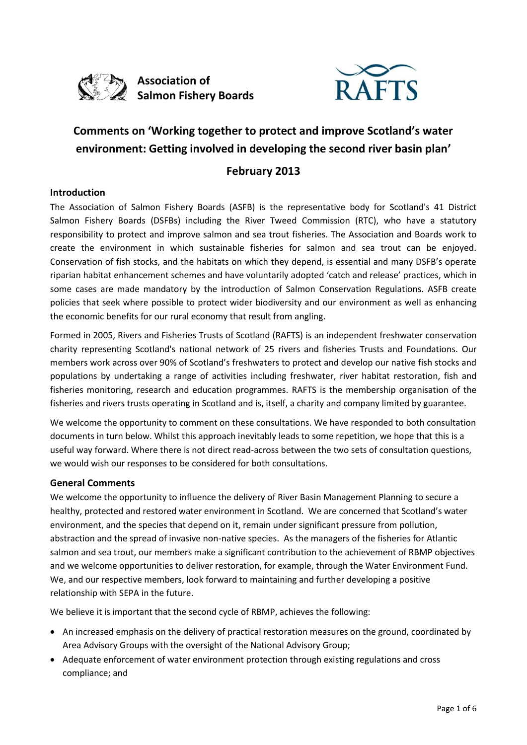**Association of Salmon Fishery Boards**

**RAFTS**

# Comments on 'Working together to protect and improve Scotland's water environment: Getting involved in developing the second river basin plan'

## February 2013

### Introduction

The Association of Salmon Fishery Boards (ASFB) is the representative body for Scotland's 41 District Salmon Fishery Boards (DSFBs) including the River Tweed Commission (RTC), who have a statutory responsibility to protect and improve salmon and sea trout fisheries. The Association and Boards work to create the environment in which sustainable fisheries for salmon and sea trout can be enjoyed. Conservation of fish stocks, and the habitats on which they depend, is essential and many DSFB's operate riparian habitat enhancement schemes and have voluntarily adopted 'catch and release' practices, which in some cases are made mandatory by the introduction of Salmon Conservation Regulations. ASFB create policies that seek where possible to protect wider biodiversity and our environment as well as enhancing the economic benefits for our rural economy that result from angling.

Formed in 2005, Rivers and Fisheries Trusts of Scotland (RAFTS) is an independent freshwater conservation charity representing Scotland's national network of 25 rivers and fisheries Trusts and Foundations. Our members work across over 90% of Scotland's freshwaters to protect and develop our native fish stocks and populations by undertaking a range of activities including freshwater, river habitat restoration, fish and fisheries monitoring, research and education programmes. RAFTS is the membership organisation of the fisheries and rivers trusts operating in Scotland and is, itself, a charity and company limited by guarantee.

We welcome the opportunity to comment on these consultations. We have responded to both consultation documents in turn below. Whilst this approach inevitably leads to some repetition, we hope that this is a useful way forward. Where there is not direct read-across between the two sets of consultation questions, we would wish our responses to be considered for both consultations.

### General Comments

We welcome the opportunity to influence the delivery of River Basin Management Planning to secure a healthy, protected and restored water environment in Scotland. We are concerned that Scotland's water environment, and the species that depend on it, remain under significant pressure from pollution, abstraction and the spread of invasive non-native species. As the managers of the fisheries for Atlantic salmon and sea trout, our members make a significant contribution to the achievement of RBMP objectives and we welcome opportunities to deliver restoration, for example, through the Water Environment Fund. We, and our respective members, look forward to maintaining and further developing a positive relationship with SEPA in the future.

We believe it is important that the second cycle of RBMP, achieves the following:

- An increased emphasis on the delivery of practical restoration measures on the ground, coordinated by Area Advisory Groups with the oversight of the National Advisory Group;
- Adequate enforcement of water environment protection through existing regulations and cross compliance; and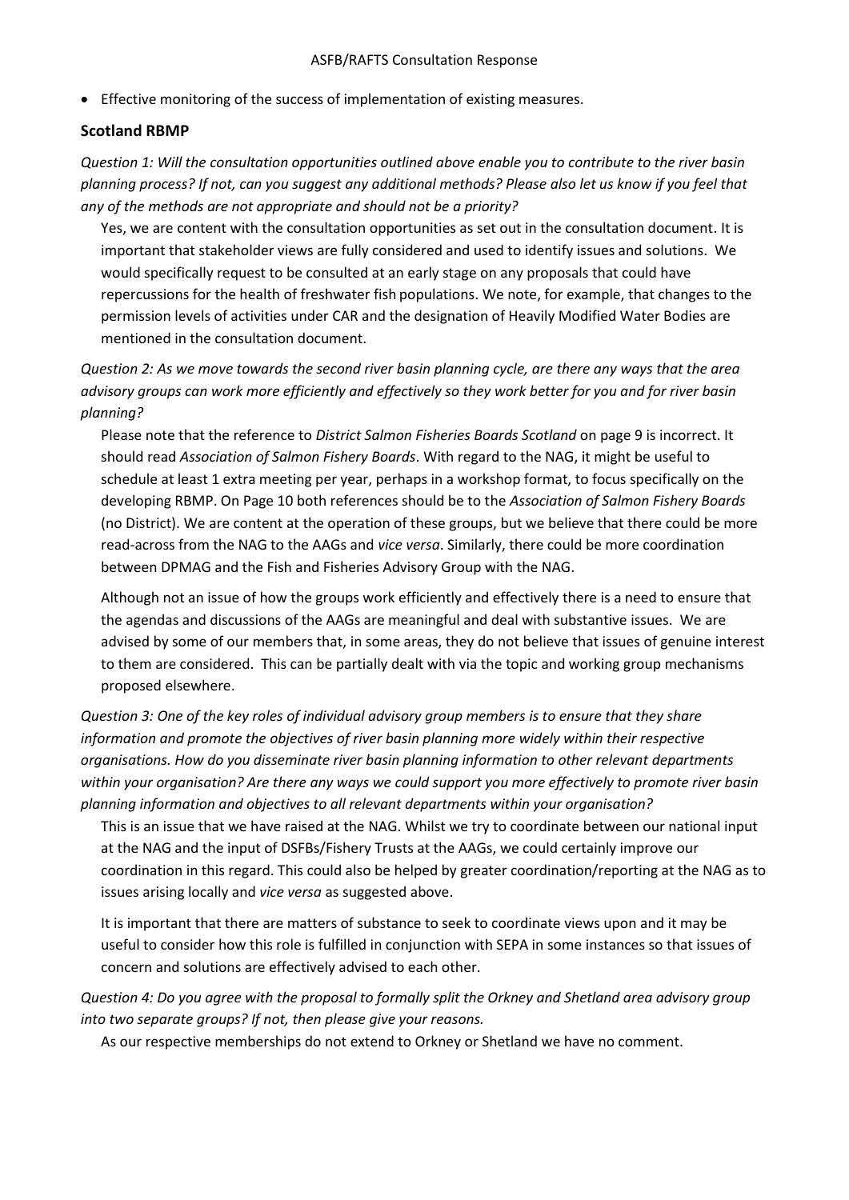- Effective monitoring of the success of implementation of existing measures.

## Scotland RBMP

*Question 1: Will the consultation opportunities outlined above enable you to contribute to the river basin planning process? If not, can you suggest any additional methods? Please also let us know if you feel that any of the methods are not appropriate and should not be a priority?*

Yes, we are content with the consultation opportunities as set out in the consultation document. It is important that stakeholder views are fully considered and used to identify issues and solutions. We would specifically request to be consulted at an early stage on any proposals that could have repercussions for the health of freshwater fish populations. We note, for example, that changes to the permission levels of activities under CAR and the designation of Heavily Modified Water Bodies are mentioned in the consultation document.

*Question 2: As we move towards the second river basin planning cycle, are there any ways that the area advisory groups can work more efficiently and effectively so they work better for you and for river basin planning?*

Please note that the reference to *District Salmon Fisheries Boards Scotland* on page 9 is incorrect. It should read *Association of Salmon Fishery Boards*. With regard to the NAG, it might be useful to schedule at least 1 extra meeting per year, perhaps in a workshop format, to focus specifically on the developing RBMP. On Page 10 both references should be to the *Association of Salmon Fishery Boards* (no District). We are content at the operation of these groups, but we believe that there could be more read-across from the NAG to the AAGs and *vice versa*. Similarly, there could be more coordination between DPMAG and the Fish and Fisheries Advisory Group with the NAG.

Although not an issue of how the groups work efficiently and effectively there is a need to ensure that the agendas and discussions of the AAGs are meaningful and deal with substantive issues. We are advised by some of our members that, in some areas, they do not believe that issues of genuine interest to them are considered. This can be partially dealt with via the topic and working group mechanisms proposed elsewhere.

*Question 3: One of the key roles of individual advisory group members is to ensure that they share information and promote the objectives of river basin planning more widely within their respective organisations. How do you disseminate river basin planning information to other relevant departments within your organisation? Are there any ways we could support you more effectively to promote river basin planning information and objectives to all relevant departments within your organisation?*

This is an issue that we have raised at the NAG. Whilst we try to coordinate between our national input at the NAG and the input of DSFBs/Fishery Trusts at the AAGs, we could certainly improve our coordination in this regard. This could also be helped by greater coordination/reporting at the NAG as to issues arising locally and *vice versa* as suggested above.

It is important that there are matters of substance to seek to coordinate views upon and it may be useful to consider how this role is fulfilled in conjunction with SEPA in some instances so that issues of concern and solutions are effectively advised to each other.

*Question 4: Do you agree with the proposal to formally split the Orkney and Shetland area advisory group into two separate groups? If not, then please give your reasons.*

As our respective memberships do not extend to Orkney or Shetland we have no comment.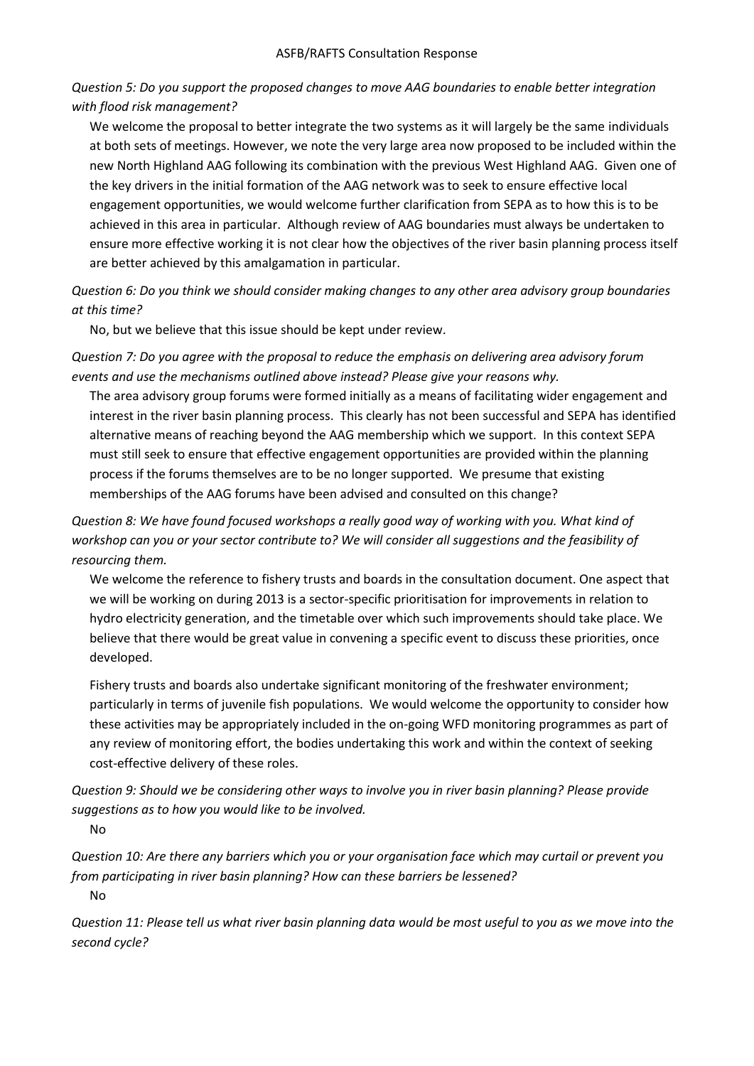*Question 5: Do you support the proposed changes to move AAG boundaries to enable better integration with flood risk management?*

We welcome the proposal to better integrate the two systems as it will largely be the same individuals at both sets of meetings. However, we note the very large area now proposed to be included within the new North Highland AAG following its combination with the previous West Highland AAG. Given one of the key drivers in the initial formation of the AAG network was to seek to ensure effective local engagement opportunities, we would welcome further clarification from SEPA as to how this is to be achieved in this area in particular. Although review of AAG boundaries must always be undertaken to ensure more effective working it is not clear how the objectives of the river basin planning process itself are better achieved by this amalgamation in particular.

*Question 6: Do you think we should consider making changes to any other area advisory group boundaries at this time?*

No, but we believe that this issue should be kept under review.

*Question 7: Do you agree with the proposal to reduce the emphasis on delivering area advisory forum events and use the mechanisms outlined above instead? Please give your reasons why.*

The area advisory group forums were formed initially as a means of facilitating wider engagement and interest in the river basin planning process. This clearly has not been successful and SEPA has identified alternative means of reaching beyond the AAG membership which we support. In this context SEPA must still seek to ensure that effective engagement opportunities are provided within the planning process if the forums themselves are to be no longer supported. We presume that existing memberships of the AAG forums have been advised and consulted on this change?

*Question 8: We have found focused workshops a really good way of working with you. What kind of workshop can you or your sector contribute to? We will consider all suggestions and the feasibility of resourcing them.*

We welcome the reference to fishery trusts and boards in the consultation document. One aspect that we will be working on during 2013 is a sector-specific prioritisation for improvements in relation to hydro electricity generation, and the timetable over which such improvements should take place. We believe that there would be great value in convening a specific event to discuss these priorities, once developed.

Fishery trusts and boards also undertake significant monitoring of the freshwater environment; particularly in terms of juvenile fish populations. We would welcome the opportunity to consider how these activities may be appropriately included in the on-going WFD monitoring programmes as part of any review of monitoring effort, the bodies undertaking this work and within the context of seeking cost-effective delivery of these roles.

*Question 9: Should we be considering other ways to involve you in river basin planning? Please provide suggestions as to how you would like to be involved.*

No

*Question 10: Are there any barriers which you or your organisation face which may curtail or prevent you from participating in river basin planning? How can these barriers be lessened?*

No

*Question 11: Please tell us what river basin planning data would be most useful to you as we move into the second cycle?*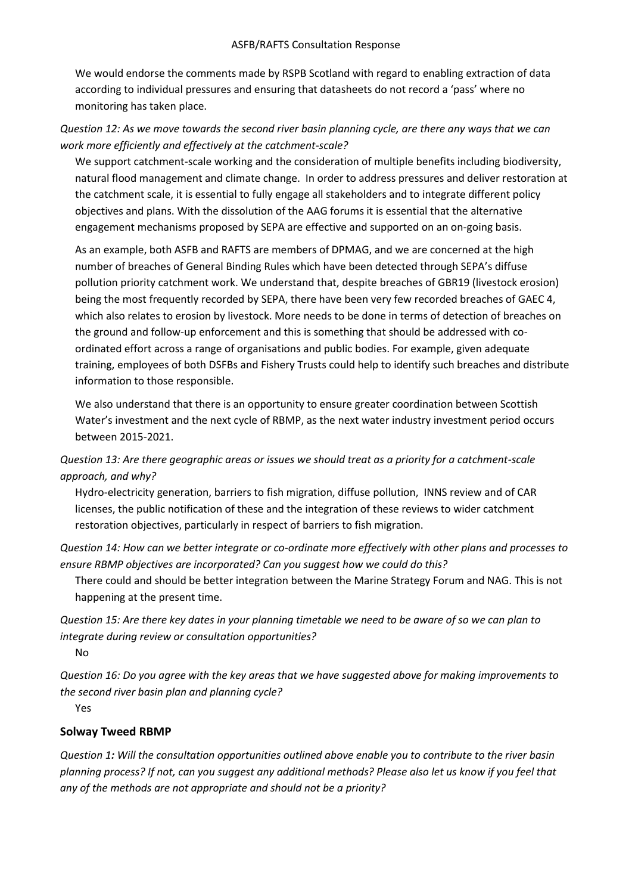We would endorse the comments made by RSPB Scotland with regard to enabling extraction of data according to individual pressures and ensuring that datasheets do not record a 'pass' where no monitoring has taken place.

*Question 12: As we move towards the second river basin planning cycle, are there any ways that we can work more efficiently and effectively at the catchment-scale?*

We support catchment-scale working and the consideration of multiple benefits including biodiversity, natural flood management and climate change. In order to address pressures and deliver restoration at the catchment scale, it is essential to fully engage all stakeholders and to integrate different policy objectives and plans. With the dissolution of the AAG forums it is essential that the alternative engagement mechanisms proposed by SEPA are effective and supported on an on-going basis.

As an example, both ASFB and RAFTS are members of DPMAG, and we are concerned at the high number of breaches of General Binding Rules which have been detected through SEPA's diffuse pollution priority catchment work. We understand that, despite breaches of GBR19 (livestock erosion) being the most frequently recorded by SEPA, there have been very few recorded breaches of GAEC 4, which also relates to erosion by livestock. More needs to be done in terms of detection of breaches on the ground and follow-up enforcement and this is something that should be addressed with co-ordinated effort across a range of organisations and public bodies. For example, given adequate training, employees of both DSFBs and Fishery Trusts could help to identify such breaches and distribute information to those responsible.

We also understand that there is an opportunity to ensure greater coordination between Scottish Water's investment and the next cycle of RBMP, as the next water industry investment period occurs between 2015-2021.

*Question 13: Are there geographic areas or issues we should treat as a priority for a catchment-scale approach, and why?*

Hydro-electricity generation, barriers to fish migration, diffuse pollution, INNS review and of CAR licenses, the public notification of these and the integration of these reviews to wider catchment restoration objectives, particularly in respect of barriers to fish migration.

*Question 14: How can we better integrate or co-ordinate more effectively with other plans and processes to ensure RBMP objectives are incorporated? Can you suggest how we could do this?*

There could and should be better integration between the Marine Strategy Forum and NAG. This is not happening at the present time.

*Question 15: Are there key dates in your planning timetable we need to be aware of so we can plan to integrate during review or consultation opportunities?*

No

*Question 16: Do you agree with the key areas that we have suggested above for making improvements to the second river basin plan and planning cycle?*

Yes

## Solway Tweed RBMP

*Question 1: Will the consultation opportunities outlined above enable you to contribute to the river basin planning process? If not, can you suggest any additional methods? Please also let us know if you feel that any of the methods are not appropriate and should not be a priority?*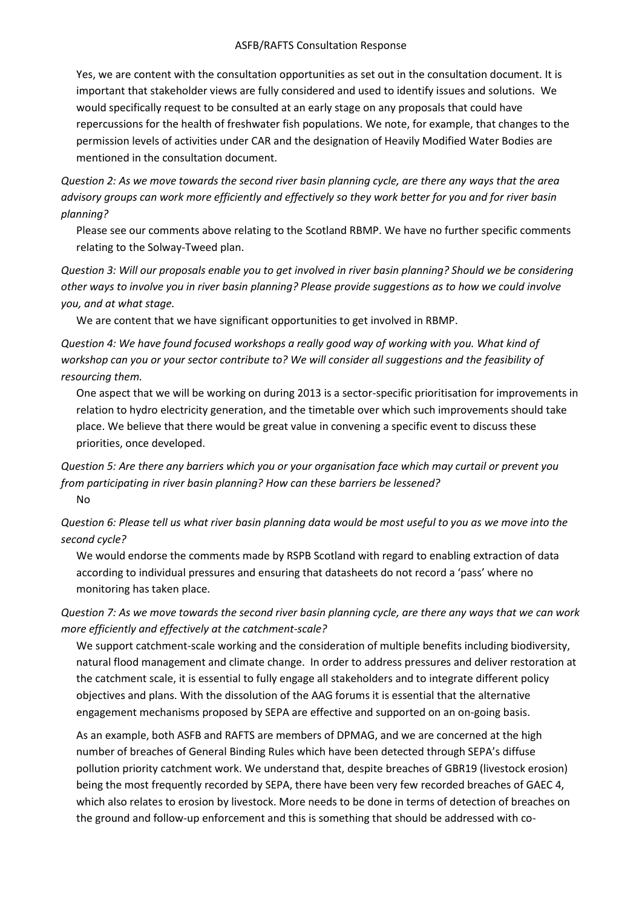Yes, we are content with the consultation opportunities as set out in the consultation document. It is important that stakeholder views are fully considered and used to identify issues and solutions. We would specifically request to be consulted at an early stage on any proposals that could have repercussions for the health of freshwater fish populations. We note, for example, that changes to the permission levels of activities under CAR and the designation of Heavily Modified Water Bodies are mentioned in the consultation document.

*Question 2: As we move towards the second river basin planning cycle, are there any ways that the area advisory groups can work more efficiently and effectively so they work better for you and for river basin planning?*

Please see our comments above relating to the Scotland RBMP. We have no further specific comments relating to the Solway-Tweed plan.

*Question 3: Will our proposals enable you to get involved in river basin planning? Should we be considering other ways to involve you in river basin planning? Please provide suggestions as to how we could involve you, and at what stage.*

We are content that we have significant opportunities to get involved in RBMP.

*Question 4: We have found focused workshops a really good way of working with you. What kind of workshop can you or your sector contribute to? We will consider all suggestions and the feasibility of resourcing them.*

One aspect that we will be working on during 2013 is a sector-specific prioritisation for improvements in relation to hydro electricity generation, and the timetable over which such improvements should take place. We believe that there would be great value in convening a specific event to discuss these priorities, once developed.

*Question 5: Are there any barriers which you or your organisation face which may curtail or prevent you from participating in river basin planning? How can these barriers be lessened?*

No

*Question 6: Please tell us what river basin planning data would be most useful to you as we move into the second cycle?*

We would endorse the comments made by RSPB Scotland with regard to enabling extraction of data according to individual pressures and ensuring that datasheets do not record a 'pass' where no monitoring has taken place.

*Question 7: As we move towards the second river basin planning cycle, are there any ways that we can work more efficiently and effectively at the catchment-scale?*

We support catchment-scale working and the consideration of multiple benefits including biodiversity, natural flood management and climate change. In order to address pressures and deliver restoration at the catchment scale, it is essential to fully engage all stakeholders and to integrate different policy objectives and plans. With the dissolution of the AAG forums it is essential that the alternative engagement mechanisms proposed by SEPA are effective and supported on an on-going basis.

As an example, both ASFB and RAFTS are members of DPMAG, and we are concerned at the high number of breaches of General Binding Rules which have been detected through SEPA's diffuse pollution priority catchment work. We understand that, despite breaches of GBR19 (livestock erosion) being the most frequently recorded by SEPA, there have been very few recorded breaches of GAEC 4, which also relates to erosion by livestock. More needs to be done in terms of detection of breaches on the ground and follow-up enforcement and this is something that should be addressed with co-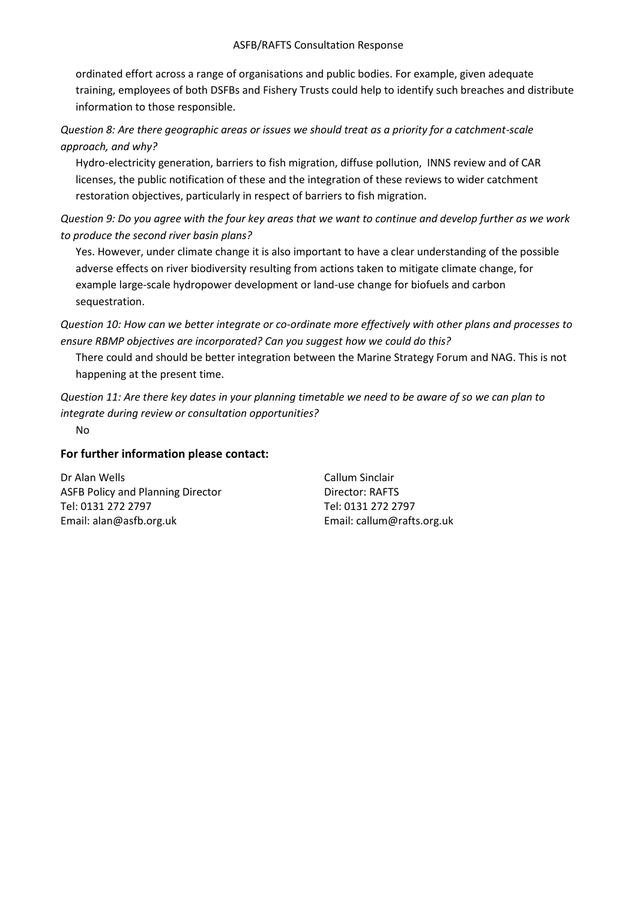ordinated effort across a range of organisations and public bodies. For example, given adequate training, employees of both DSFBs and Fishery Trusts could help to identify such breaches and distribute information to those responsible.

*Question 8: Are there geographic areas or issues we should treat as a priority for a catchment-scale approach, and why?*

Hydro-electricity generation, barriers to fish migration, diffuse pollution, INNS review and of CAR licenses, the public notification of these and the integration of these reviews to wider catchment restoration objectives, particularly in respect of barriers to fish migration.

*Question 9: Do you agree with the four key areas that we want to continue and develop further as we work to produce the second river basin plans?*

Yes. However, under climate change it is also important to have a clear understanding of the possible adverse effects on river biodiversity resulting from actions taken to mitigate climate change, for example large-scale hydropower development or land-use change for biofuels and carbon sequestration.

*Question 10: How can we better integrate or co-ordinate more effectively with other plans and processes to ensure RBMP objectives are incorporated? Can you suggest how we could do this?*

There could and should be better integration between the Marine Strategy Forum and NAG. This is not happening at the present time.

*Question 11: Are there key dates in your planning timetable we need to be aware of so we can plan to integrate during review or consultation opportunities?*

No

**For further information please contact:**

Dr Alan Wells
ASFB Policy and Planning Director
Tel: 0131 272 2797
Email: alan@asfb.org.uk

Callum Sinclair
Director: RAFTS
Tel: 0131 272 2797
Email: callum@rafts.org.uk